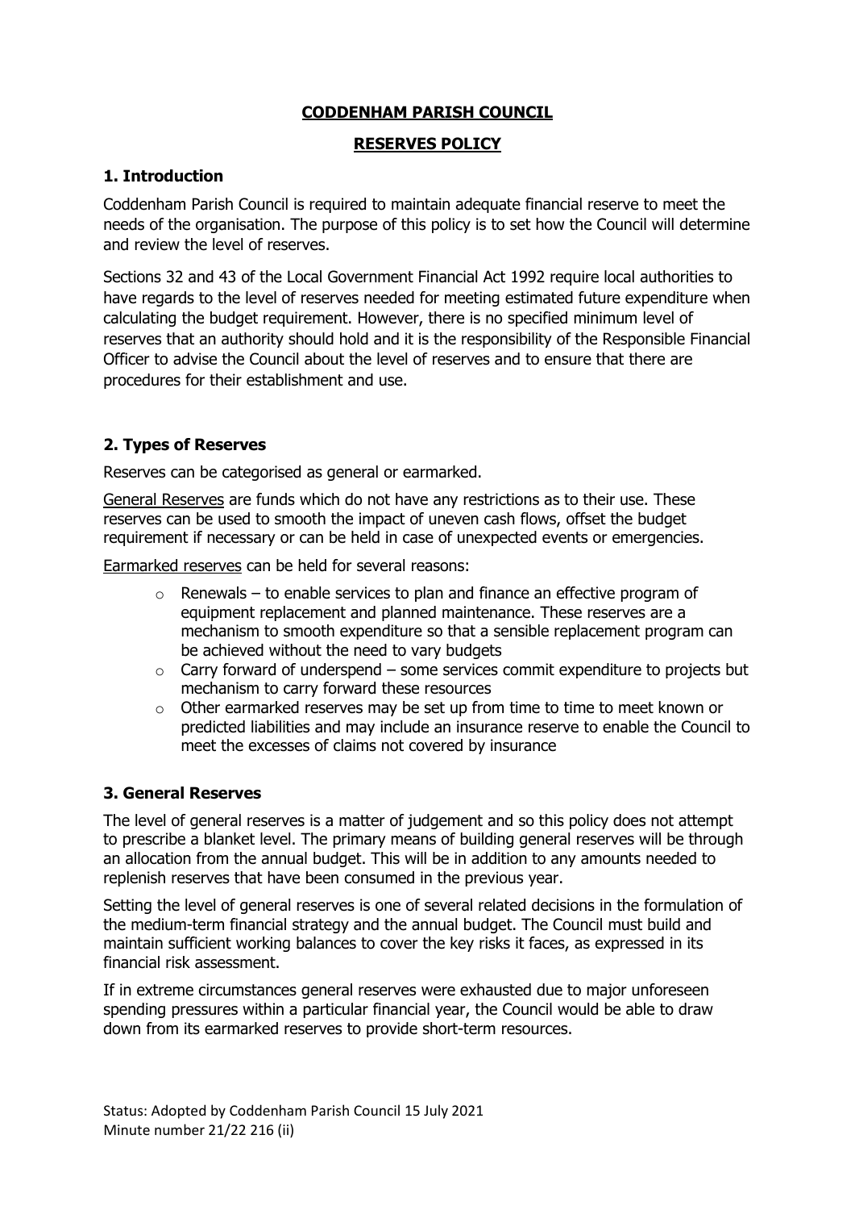# CODDENHAM PARISH COUNCIL

## RESERVES POLICY

### 1. Introduction

Coddenham Parish Council is required to maintain adequate financial reserve to meet the needs of the organisation. The purpose of this policy is to set how the Council will determine and review the level of reserves.

Sections 32 and 43 of the Local Government Financial Act 1992 require local authorities to have regards to the level of reserves needed for meeting estimated future expenditure when calculating the budget requirement. However, there is no specified minimum level of reserves that an authority should hold and it is the responsibility of the Responsible Financial Officer to advise the Council about the level of reserves and to ensure that there are procedures for their establishment and use.

### 2. Types of Reserves

Reserves can be categorised as general or earmarked.

General Reserves are funds which do not have any restrictions as to their use. These reserves can be used to smooth the impact of uneven cash flows, offset the budget requirement if necessary or can be held in case of unexpected events or emergencies.

Earmarked reserves can be held for several reasons:

- Renewals – to enable services to plan and finance an effective program of equipment replacement and planned maintenance. These reserves are a mechanism to smooth expenditure so that a sensible replacement program can be achieved without the need to vary budgets
- Carry forward of underspend – some services commit expenditure to projects but mechanism to carry forward these resources
- Other earmarked reserves may be set up from time to time to meet known or predicted liabilities and may include an insurance reserve to enable the Council to meet the excesses of claims not covered by insurance

### 3. General Reserves

The level of general reserves is a matter of judgement and so this policy does not attempt to prescribe a blanket level. The primary means of building general reserves will be through an allocation from the annual budget. This will be in addition to any amounts needed to replenish reserves that have been consumed in the previous year.

Setting the level of general reserves is one of several related decisions in the formulation of the medium-term financial strategy and the annual budget. The Council must build and maintain sufficient working balances to cover the key risks it faces, as expressed in its financial risk assessment.

If in extreme circumstances general reserves were exhausted due to major unforeseen spending pressures within a particular financial year, the Council would be able to draw down from its earmarked reserves to provide short-term resources.

Status: Adopted by Coddenham Parish Council 15 July 2021
Minute number 21/22 216 (ii)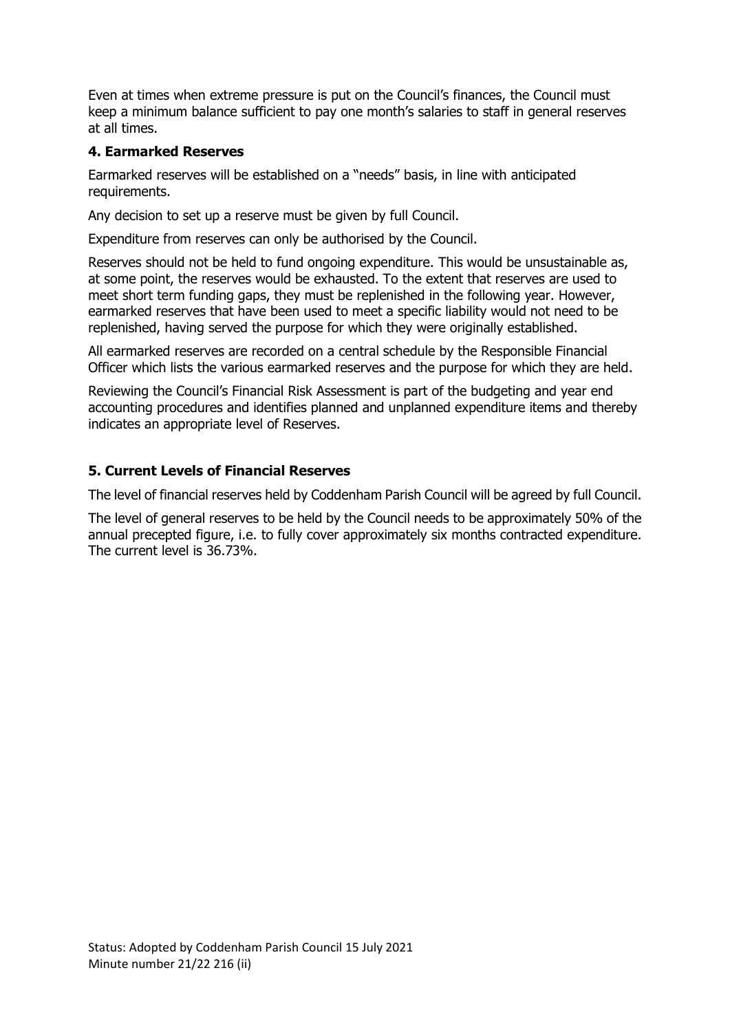Even at times when extreme pressure is put on the Council's finances, the Council must keep a minimum balance sufficient to pay one month's salaries to staff in general reserves at all times.

### 4. Earmarked Reserves

Earmarked reserves will be established on a "needs" basis, in line with anticipated requirements.

Any decision to set up a reserve must be given by full Council.

Expenditure from reserves can only be authorised by the Council.

Reserves should not be held to fund ongoing expenditure. This would be unsustainable as, at some point, the reserves would be exhausted. To the extent that reserves are used to meet short term funding gaps, they must be replenished in the following year. However, earmarked reserves that have been used to meet a specific liability would not need to be replenished, having served the purpose for which they were originally established.

All earmarked reserves are recorded on a central schedule by the Responsible Financial Officer which lists the various earmarked reserves and the purpose for which they are held.

Reviewing the Council's Financial Risk Assessment is part of the budgeting and year end accounting procedures and identifies planned and unplanned expenditure items and thereby indicates an appropriate level of Reserves.

### 5. Current Levels of Financial Reserves

The level of financial reserves held by Coddenham Parish Council will be agreed by full Council.

The level of general reserves to be held by the Council needs to be approximately 50% of the annual precepted figure, i.e. to fully cover approximately six months contracted expenditure. The current level is 36.73%.

Status: Adopted by Coddenham Parish Council 15 July 2021
Minute number 21/22 216 (ii)